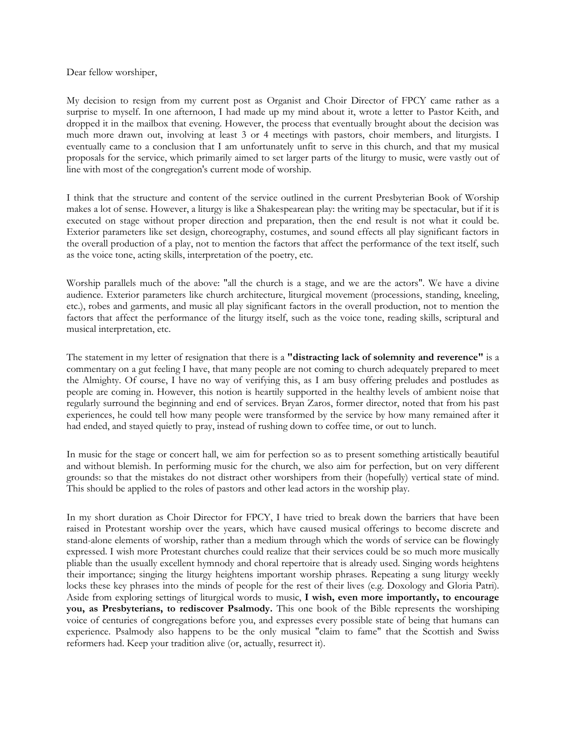Dear fellow worshiper,

My decision to resign from my current post as Organist and Choir Director of FPCY came rather as a surprise to myself. In one afternoon, I had made up my mind about it, wrote a letter to Pastor Keith, and dropped it in the mailbox that evening. However, the process that eventually brought about the decision was much more drawn out, involving at least 3 or 4 meetings with pastors, choir members, and liturgists. I eventually came to a conclusion that I am unfortunately unfit to serve in this church, and that my musical proposals for the service, which primarily aimed to set larger parts of the liturgy to music, were vastly out of line with most of the congregation's current mode of worship.

I think that the structure and content of the service outlined in the current Presbyterian Book of Worship makes a lot of sense. However, a liturgy is like a Shakespearean play: the writing may be spectacular, but if it is executed on stage without proper direction and preparation, then the end result is not what it could be. Exterior parameters like set design, choreography, costumes, and sound effects all play significant factors in the overall production of a play, not to mention the factors that affect the performance of the text itself, such as the voice tone, acting skills, interpretation of the poetry, etc.

Worship parallels much of the above: "all the church is a stage, and we are the actors". We have a divine audience. Exterior parameters like church architecture, liturgical movement (processions, standing, kneeling, etc.), robes and garments, and music all play significant factors in the overall production, not to mention the factors that affect the performance of the liturgy itself, such as the voice tone, reading skills, scriptural and musical interpretation, etc.

The statement in my letter of resignation that there is a **"distracting lack of solemnity and reverence"** is a commentary on a gut feeling I have, that many people are not coming to church adequately prepared to meet the Almighty. Of course, I have no way of verifying this, as I am busy offering preludes and postludes as people are coming in. However, this notion is heartily supported in the healthy levels of ambient noise that regularly surround the beginning and end of services. Bryan Zaros, former director, noted that from his past experiences, he could tell how many people were transformed by the service by how many remained after it had ended, and stayed quietly to pray, instead of rushing down to coffee time, or out to lunch.

In music for the stage or concert hall, we aim for perfection so as to present something artistically beautiful and without blemish. In performing music for the church, we also aim for perfection, but on very different grounds: so that the mistakes do not distract other worshipers from their (hopefully) vertical state of mind. This should be applied to the roles of pastors and other lead actors in the worship play.

In my short duration as Choir Director for FPCY, I have tried to break down the barriers that have been raised in Protestant worship over the years, which have caused musical offerings to become discrete and stand-alone elements of worship, rather than a medium through which the words of service can be flowingly expressed. I wish more Protestant churches could realize that their services could be so much more musically pliable than the usually excellent hymnody and choral repertoire that is already used. Singing words heightens their importance; singing the liturgy heightens important worship phrases. Repeating a sung liturgy weekly locks these key phrases into the minds of people for the rest of their lives (e.g. Doxology and Gloria Patri). Aside from exploring settings of liturgical words to music, **I wish, even more importantly, to encourage you, as Presbyterians, to rediscover Psalmody.** This one book of the Bible represents the worshiping voice of centuries of congregations before you, and expresses every possible state of being that humans can experience. Psalmody also happens to be the only musical "claim to fame" that the Scottish and Swiss reformers had. Keep your tradition alive (or, actually, resurrect it).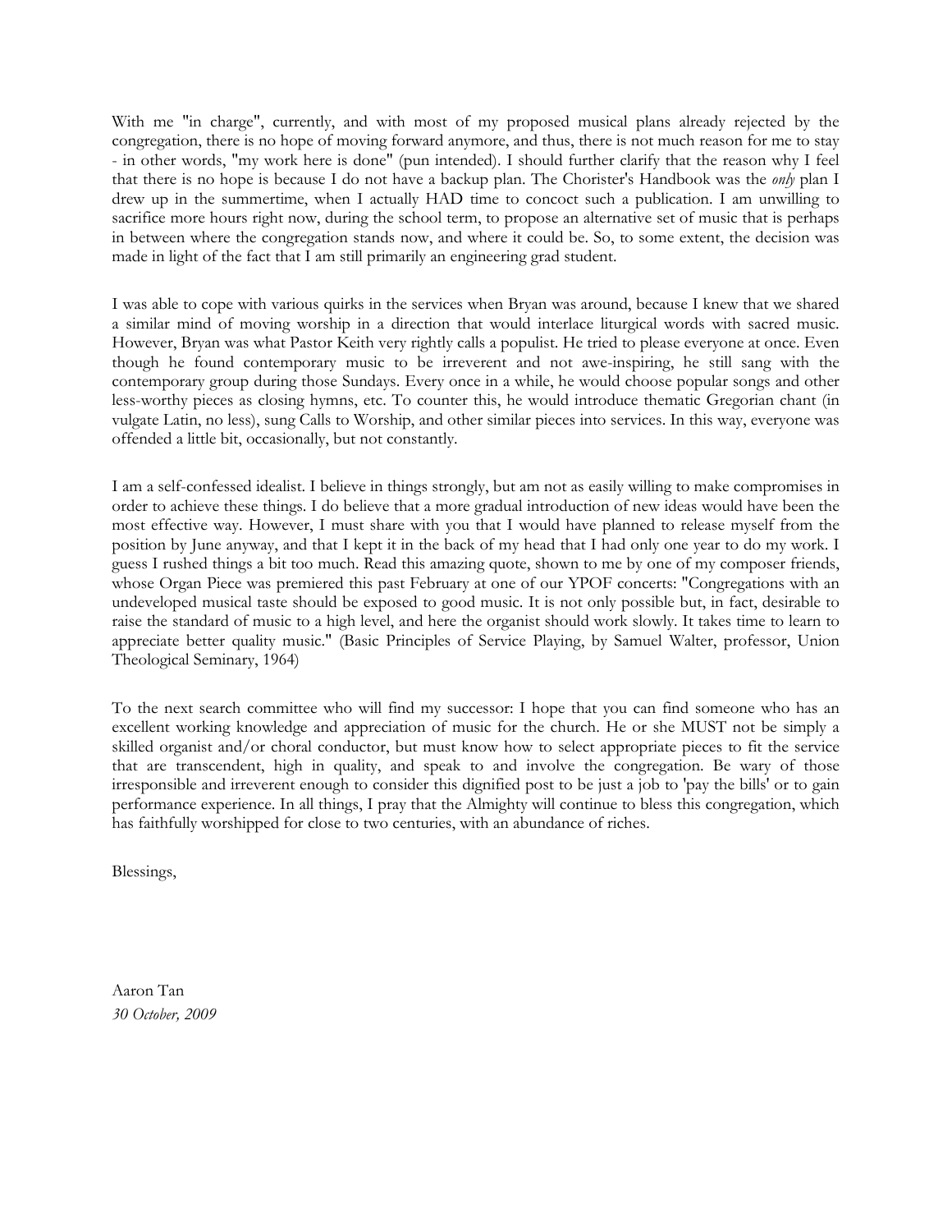With me "in charge", currently, and with most of my proposed musical plans already rejected by the congregation, there is no hope of moving forward anymore, and thus, there is not much reason for me to stay - in other words, "my work here is done" (pun intended). I should further clarify that the reason why I feel that there is no hope is because I do not have a backup plan. The Chorister's Handbook was the *only* plan I drew up in the summertime, when I actually HAD time to concoct such a publication. I am unwilling to sacrifice more hours right now, during the school term, to propose an alternative set of music that is perhaps in between where the congregation stands now, and where it could be. So, to some extent, the decision was made in light of the fact that I am still primarily an engineering grad student.

I was able to cope with various quirks in the services when Bryan was around, because I knew that we shared a similar mind of moving worship in a direction that would interlace liturgical words with sacred music. However, Bryan was what Pastor Keith very rightly calls a populist. He tried to please everyone at once. Even though he found contemporary music to be irreverent and not awe-inspiring, he still sang with the contemporary group during those Sundays. Every once in a while, he would choose popular songs and other less-worthy pieces as closing hymns, etc. To counter this, he would introduce thematic Gregorian chant (in vulgate Latin, no less), sung Calls to Worship, and other similar pieces into services. In this way, everyone was offended a little bit, occasionally, but not constantly.

I am a self-confessed idealist. I believe in things strongly, but am not as easily willing to make compromises in order to achieve these things. I do believe that a more gradual introduction of new ideas would have been the most effective way. However, I must share with you that I would have planned to release myself from the position by June anyway, and that I kept it in the back of my head that I had only one year to do my work. I guess I rushed things a bit too much. Read this amazing quote, shown to me by one of my composer friends, whose Organ Piece was premiered this past February at one of our YPOF concerts: "Congregations with an undeveloped musical taste should be exposed to good music. It is not only possible but, in fact, desirable to raise the standard of music to a high level, and here the organist should work slowly. It takes time to learn to appreciate better quality music." (Basic Principles of Service Playing, by Samuel Walter, professor, Union Theological Seminary, 1964)

To the next search committee who will find my successor: I hope that you can find someone who has an excellent working knowledge and appreciation of music for the church. He or she MUST not be simply a skilled organist and/or choral conductor, but must know how to select appropriate pieces to fit the service that are transcendent, high in quality, and speak to and involve the congregation. Be wary of those irresponsible and irreverent enough to consider this dignified post to be just a job to 'pay the bills' or to gain performance experience. In all things, I pray that the Almighty will continue to bless this congregation, which has faithfully worshipped for close to two centuries, with an abundance of riches.

Blessings,

Aaron Tan
*30 October, 2009*